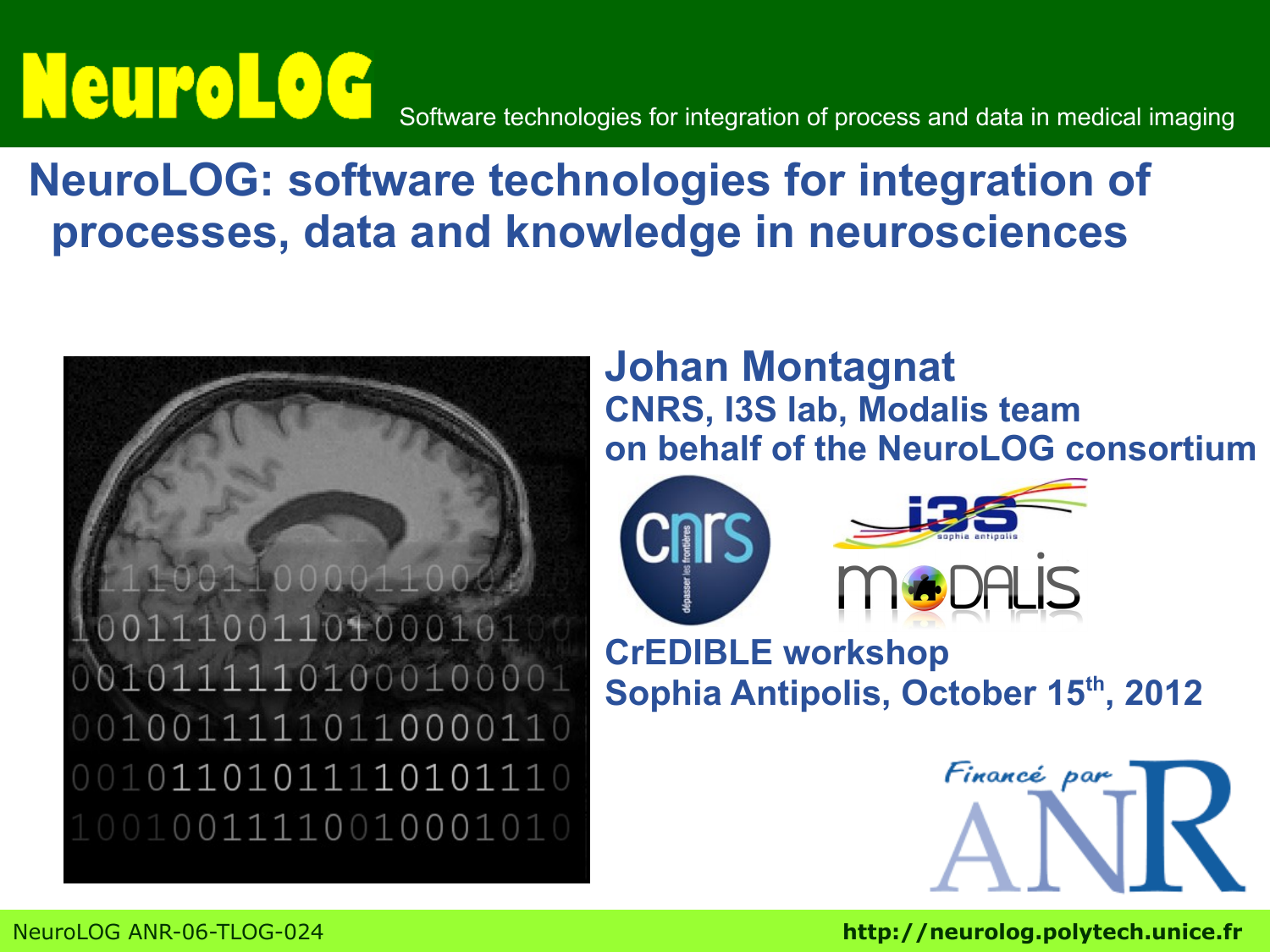# NeuroLOG

Software technologies for integration of process and data in medical imaging

## NeuroLOG: software technologies for integration of processes, data and knowledge in neurosciences

**Johan Montagnat**
**CNRS, I3S lab, Modalis team**
**on behalf of the NeuroLOG consortium**

**CrEDIBLE workshop**
**Sophia Antipolis, October 15th, 2012**

Financé par ANR

NeuroLOG ANR-06-TLOG-024

**http://neurolog.polytech.unice.fr**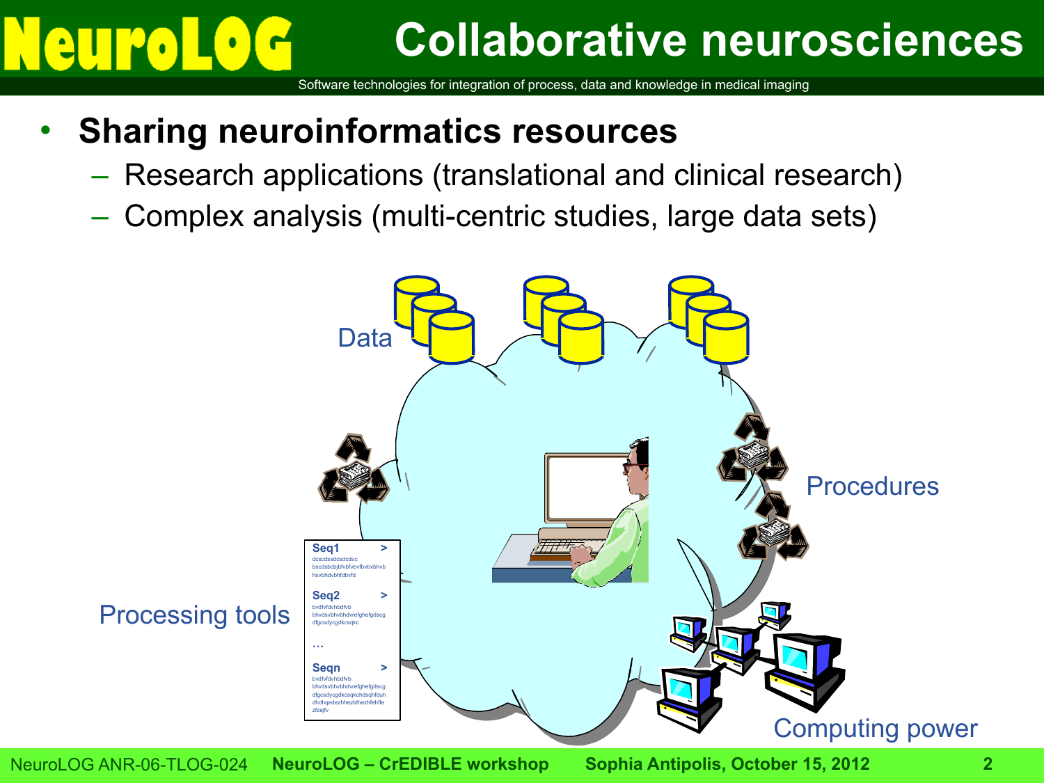# Collaborative neurosciences

- **Sharing neuroinformatics resources**
  - Research applications (translational and clinical research)
  - Complex analysis (multi-centric studies, large data sets)

Data

Procedures

Processing tools

Computing power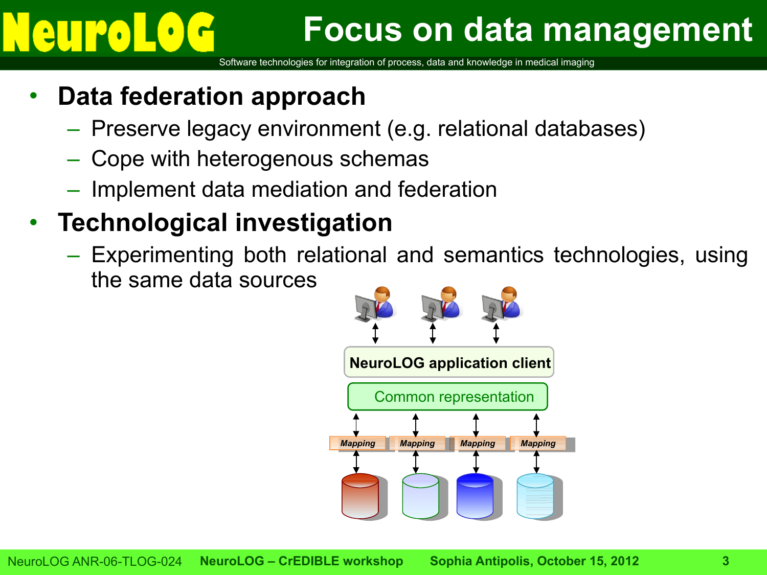# Focus on data management

- **Data federation approach**
  - Preserve legacy environment (e.g. relational databases)
  - Cope with heterogenous schemas
  - Implement data mediation and federation
- **Technological investigation**
  - Experimenting both relational and semantics technologies, using the same data sources

NeuroLOG application client

Common representation

Mapping | Mapping | Mapping | Mapping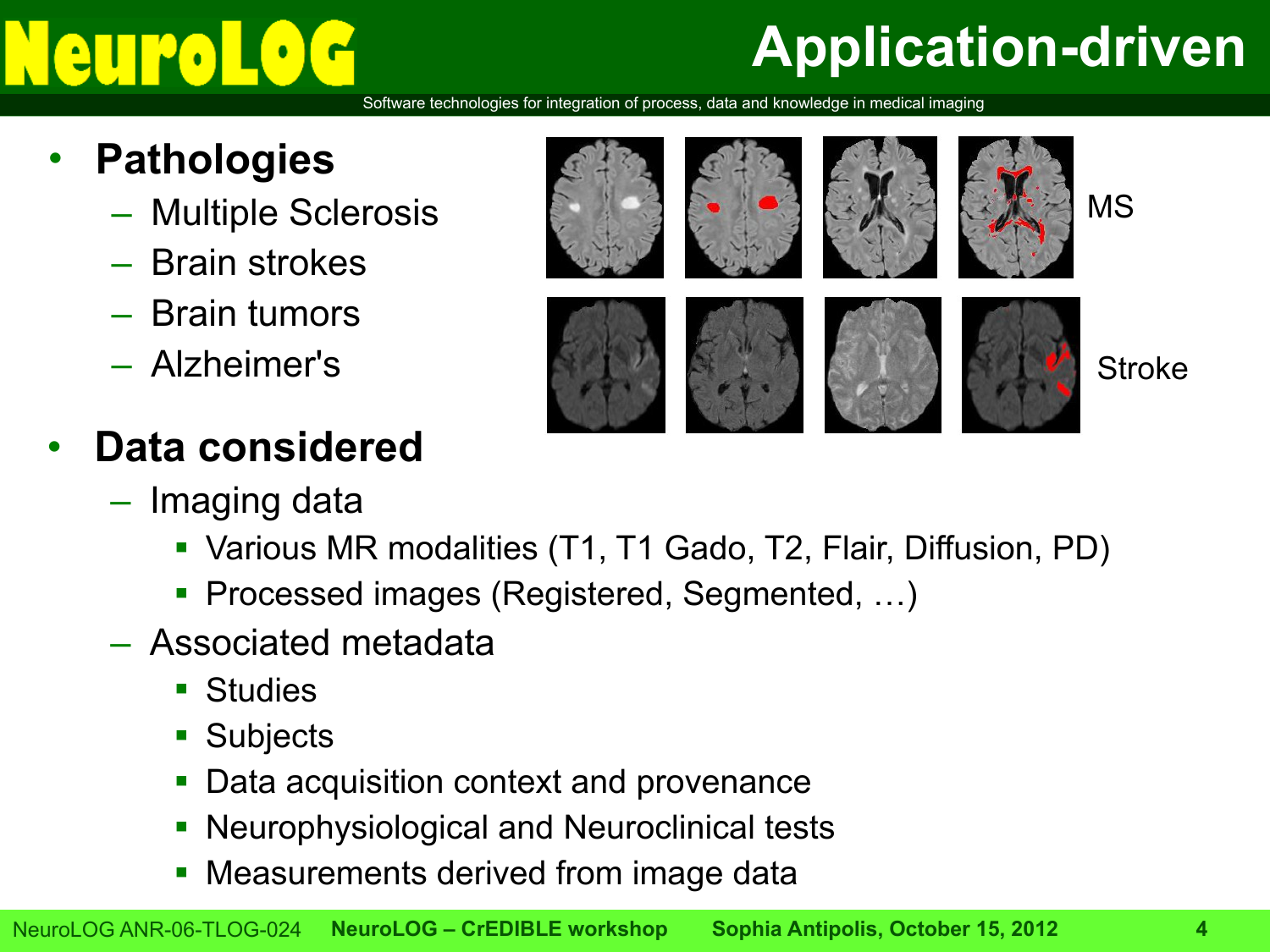# Application-driven

- **Pathologies**
  - Multiple Sclerosis
  - Brain strokes
  - Brain tumors
  - Alzheimer's

MS

Stroke

- **Data considered**
  - Imaging data
    - Various MR modalities (T1, T1 Gado, T2, Flair, Diffusion, PD)
    - Processed images (Registered, Segmented, …)
  - Associated metadata
    - Studies
    - Subjects
    - Data acquisition context and provenance
    - Neurophysiological and Neuroclinical tests
    - Measurements derived from image data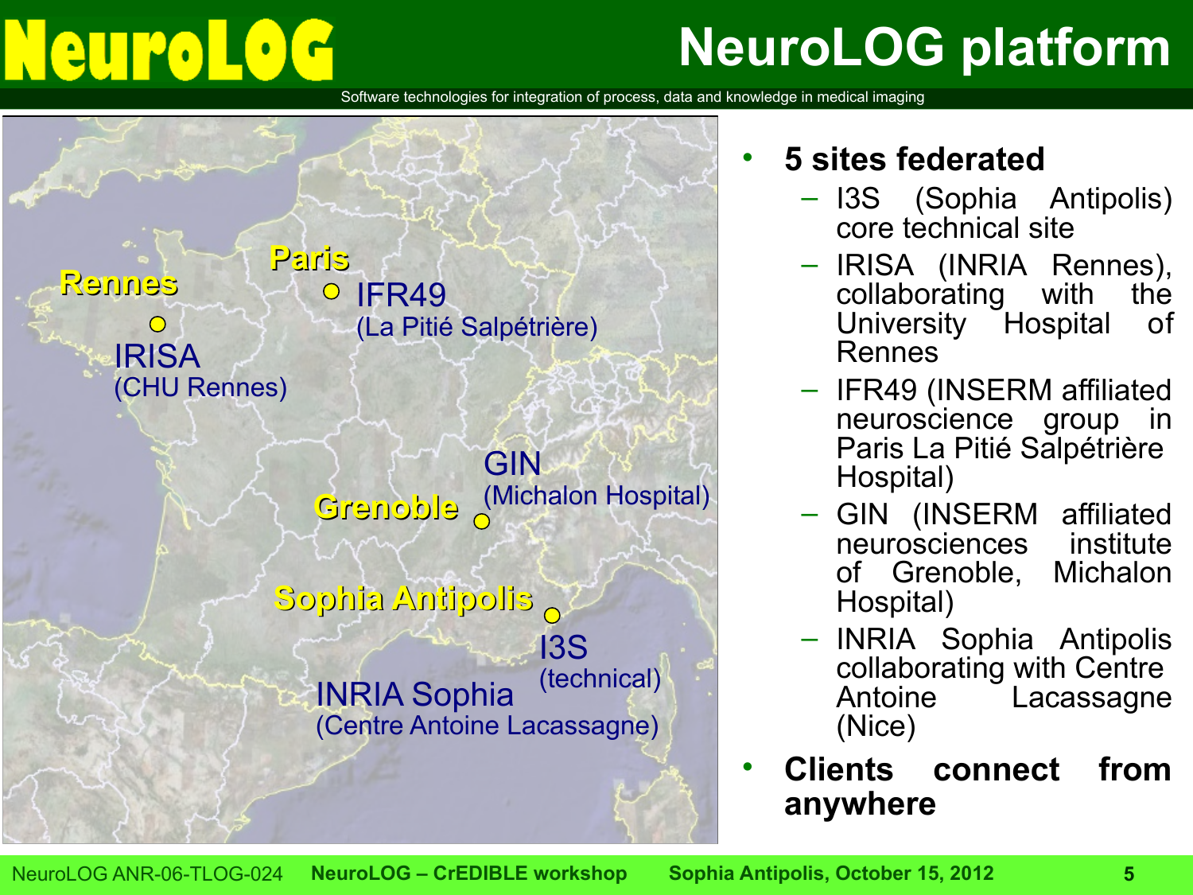# NeuroLOG platform

Software technologies for integration of process, data and knowledge in medical imaging

- Rennes — IRISA (CHU Rennes)
- Paris — IFR49 (La Pitié Salpétrière)
- Grenoble — GIN (Michalon Hospital)
- Sophia Antipolis — I3S (technical); INRIA Sophia (Centre Antoine Lacassagne)

- **5 sites federated**
  - I3S (Sophia Antipolis) core technical site
  - IRISA (INRIA Rennes), collaborating with the University Hospital of Rennes
  - IFR49 (INSERM affiliated neuroscience group in Paris La Pitié Salpétrière Hospital)
  - GIN (INSERM affiliated neurosciences institute of Grenoble, Michalon Hospital)
  - INRIA Sophia Antipolis collaborating with Centre Antoine Lacassagne (Nice)
- **Clients connect from anywhere**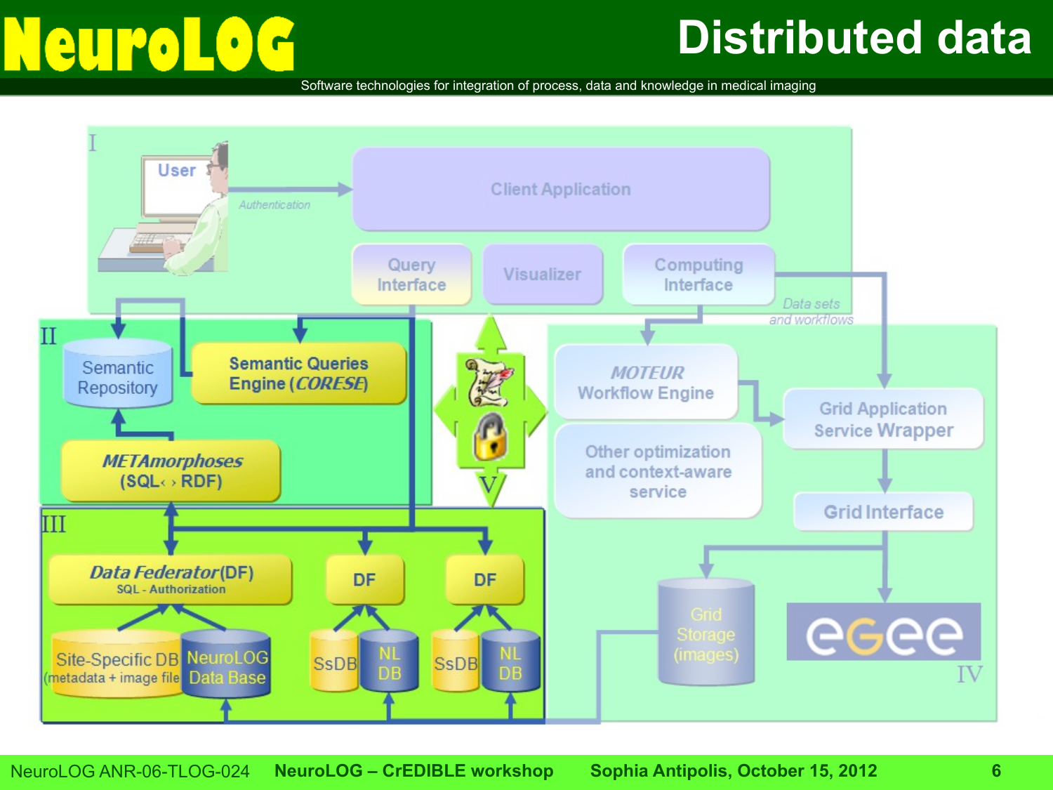# Distributed data

I

User

Authentication

Client Application

Query Interface

Visualizer

Computing Interface

Data sets and workflows

II

Semantic Repository

Semantic Queries Engine (*CORESE*)

*METAmorphoses* (SQL‹ › RDF)

V

III

*Data Federator* (DF)
SQL - Authorization

DF

DF

Site-Specific DB (metadata + image file)

NeuroLOG Data Base

SsDB

NL DB

SsDB

NL DB

*MOTEUR* Workflow Engine

Other optimization and context-aware service

Grid Application Service Wrapper

Grid Interface

Grid Storage (images)

egee

IV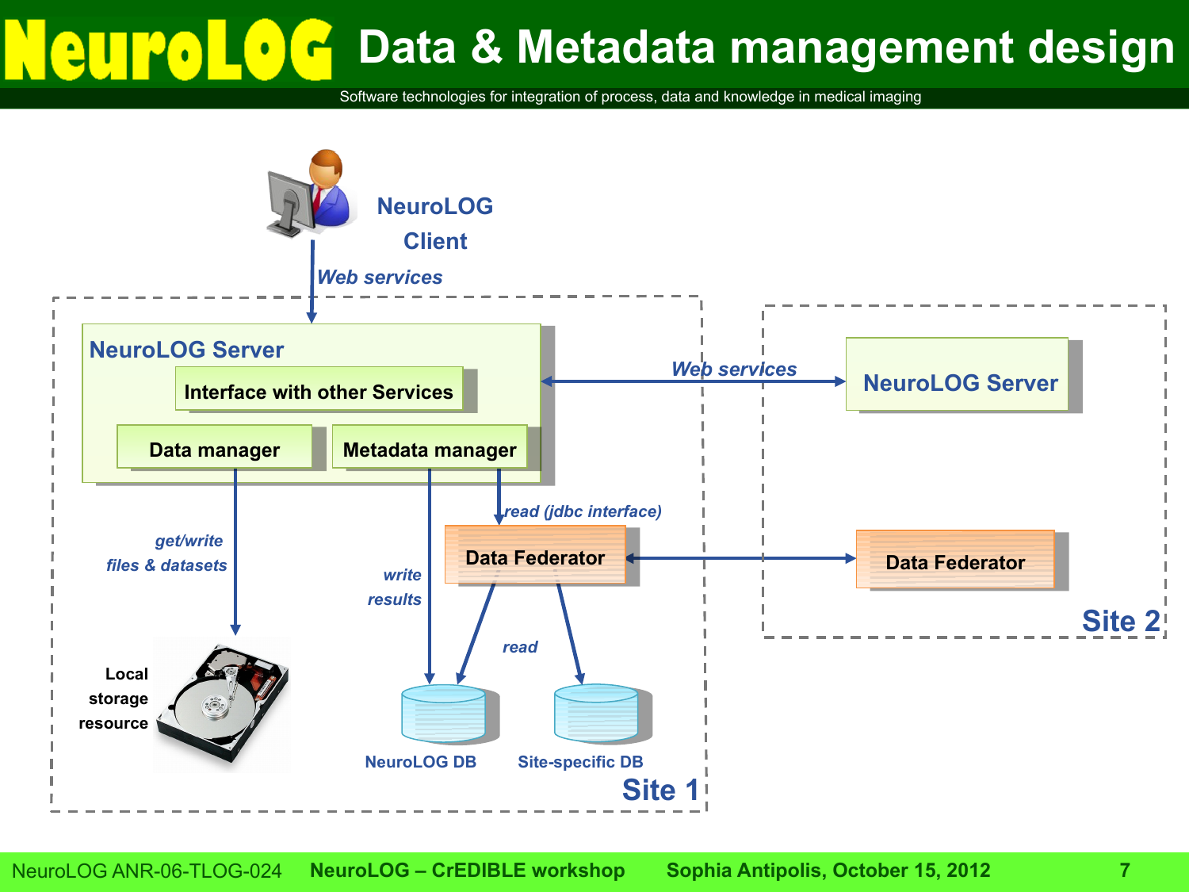# Data & Metadata management design

NeuroLOG Client

*Web services*

**Site 1**

NeuroLOG Server

- Interface with other Services
- Data manager
- Metadata manager

*get/write files & datasets*

Local storage resource

*write results*

*read (jdbc interface)*

Data Federator

*read*

NeuroLOG DB

Site-specific DB

*Web services*

**Site 2**

NeuroLOG Server

Data Federator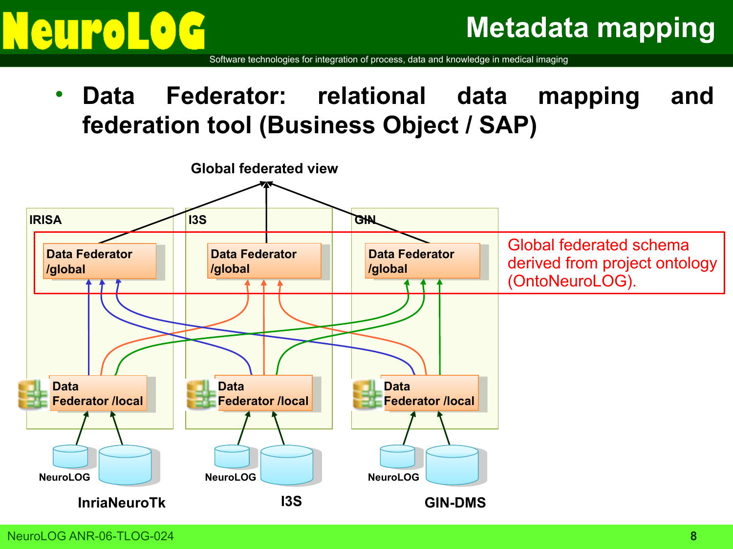# Metadata mapping

- **Data Federator: relational data mapping and federation tool (Business Object / SAP)**

**Global federated view**

IRISA | I3S | GIN

Data Federator /global | Data Federator /global | Data Federator /global

Global federated schema derived from project ontology (OntoNeuroLOG).

Data Federator /local | Data Federator /local | Data Federator /local

NeuroLOG — InriaNeuroTk | NeuroLOG — I3S | NeuroLOG — GIN-DMS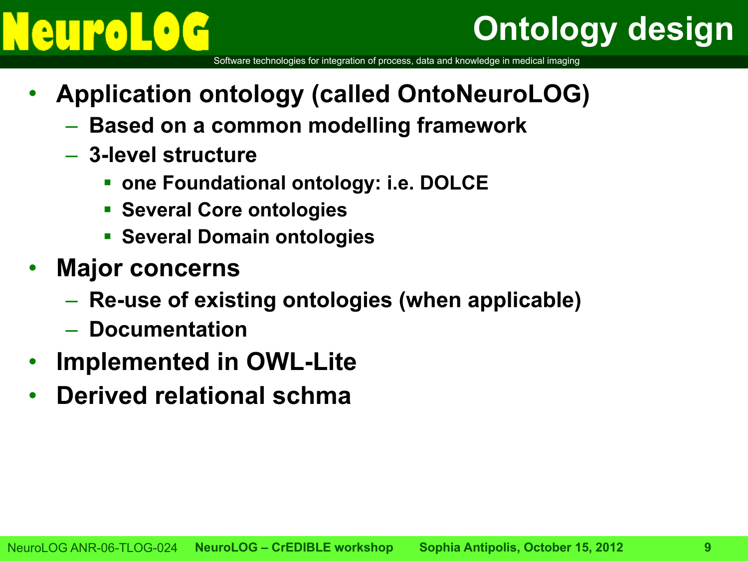# Ontology design

- **Application ontology (called OntoNeuroLOG)**
  - **Based on a common modelling framework**
  - **3-level structure**
    - **one Foundational ontology: i.e. DOLCE**
    - **Several Core ontologies**
    - **Several Domain ontologies**
- **Major concerns**
  - **Re-use of existing ontologies (when applicable)**
  - **Documentation**
- **Implemented in OWL-Lite**
- **Derived relational schma**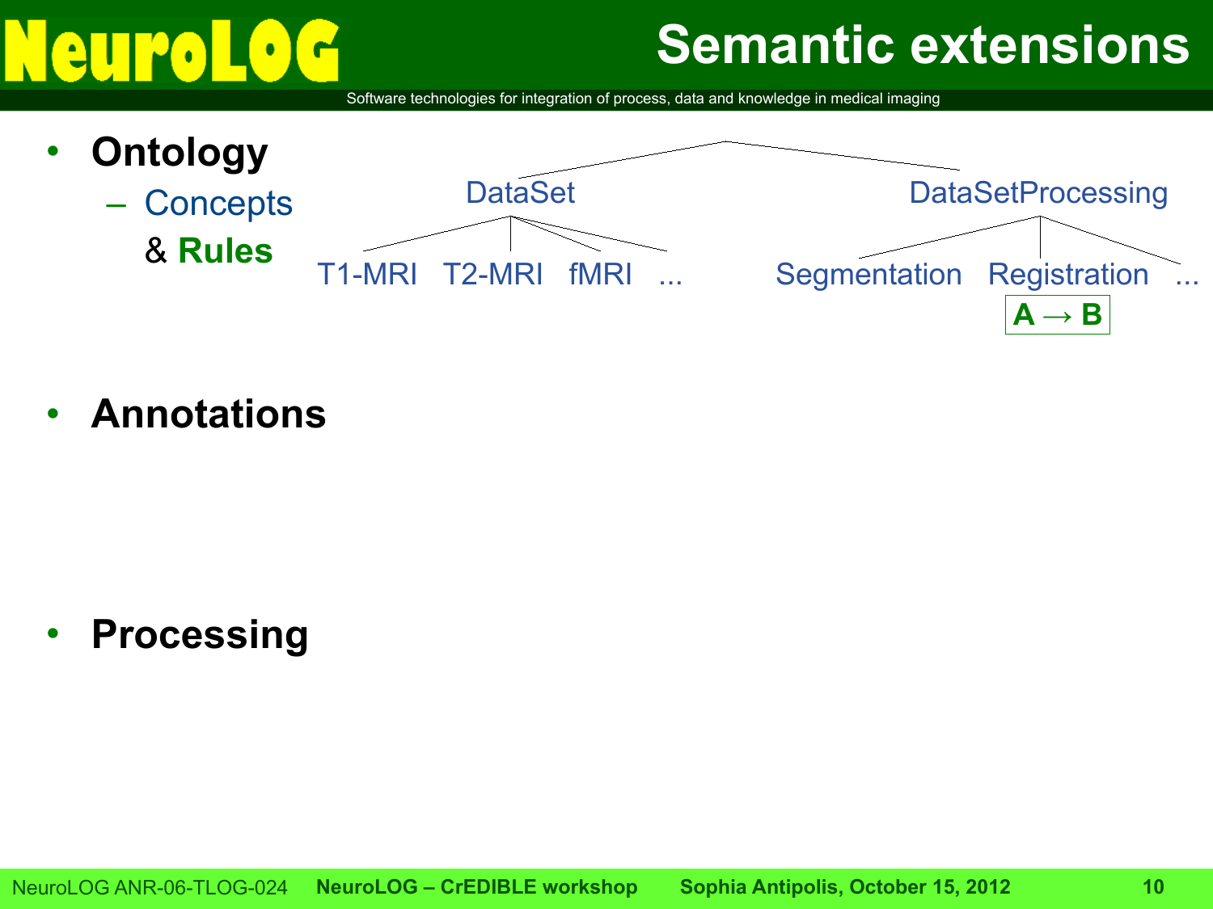# Semantic extensions

- **Ontology**
  - Concepts
    & **Rules**

DataSet
- T1-MRI
- T2-MRI
- fMRI
- ...

DataSetProcessing
- Segmentation
- Registration
  - **A → B**
- ...

- **Annotations**

- **Processing**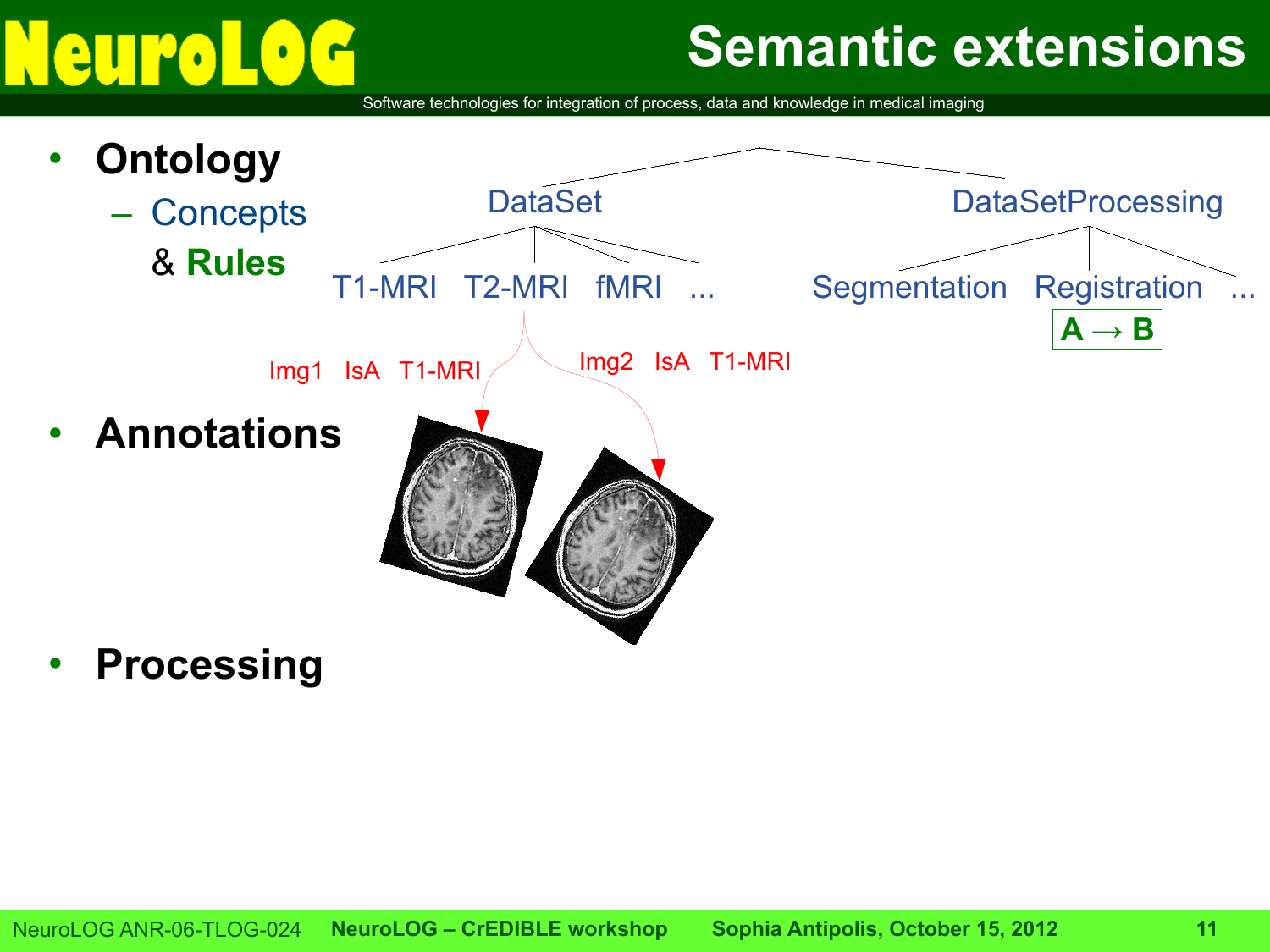# Semantic extensions

- **Ontology**
  - Concepts
    & **Rules**

DataSet

T1-MRI  T2-MRI  fMRI  ...

DataSetProcessing

Segmentation  Registration  ...

**A → B**

Img1 IsA T1-MRI

Img2 IsA T1-MRI

- **Annotations**

- **Processing**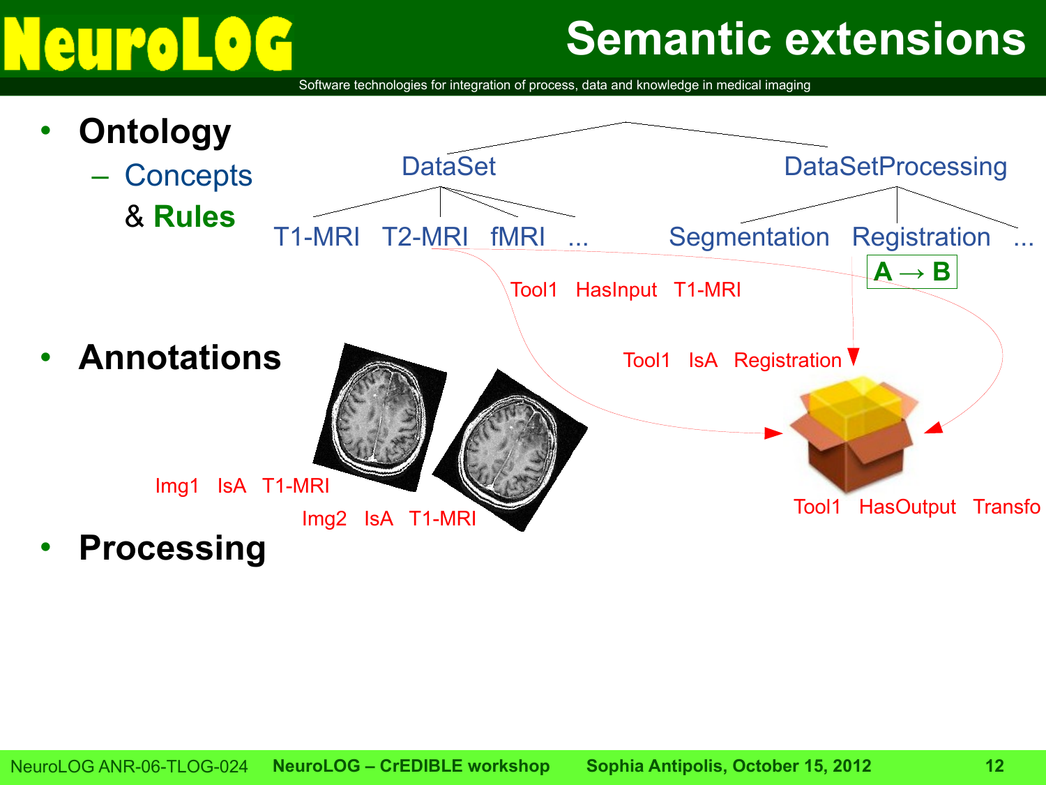# Semantic extensions

- **Ontology**
  - Concepts
    & **Rules**

DataSet → T1-MRI, T2-MRI, fMRI, ...

DataSetProcessing → Segmentation, Registration, ...

A → B

Tool1 HasInput T1-MRI

Tool1 IsA Registration

Tool1 HasOutput Transfo

- **Annotations**

Img1 IsA T1-MRI

Img2 IsA T1-MRI

- **Processing**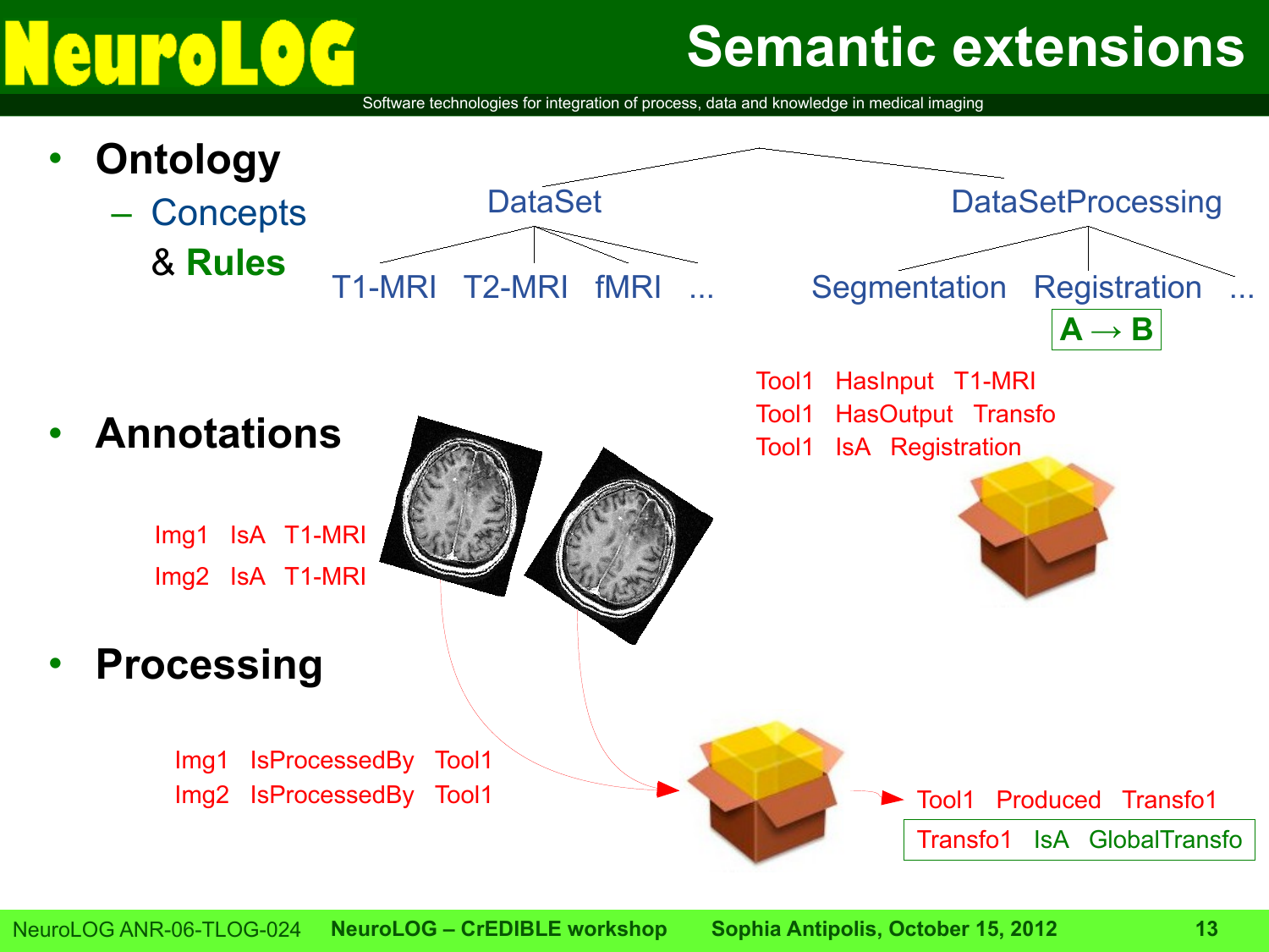# Semantic extensions

- **Ontology**
  - Concepts
    & **Rules**

DataSet
- T1-MRI
- T2-MRI
- fMRI
- ...

DataSetProcessing
- Segmentation
- Registration
- ...

**A → B**

Tool1 HasInput T1-MRI
Tool1 HasOutput Transfo
Tool1 IsA Registration

- **Annotations**

Img1 IsA T1-MRI
Img2 IsA T1-MRI

- **Processing**

Img1 IsProcessedBy Tool1
Img2 IsProcessedBy Tool1

Tool1 Produced Transfo1
Transfo1 IsA GlobalTransfo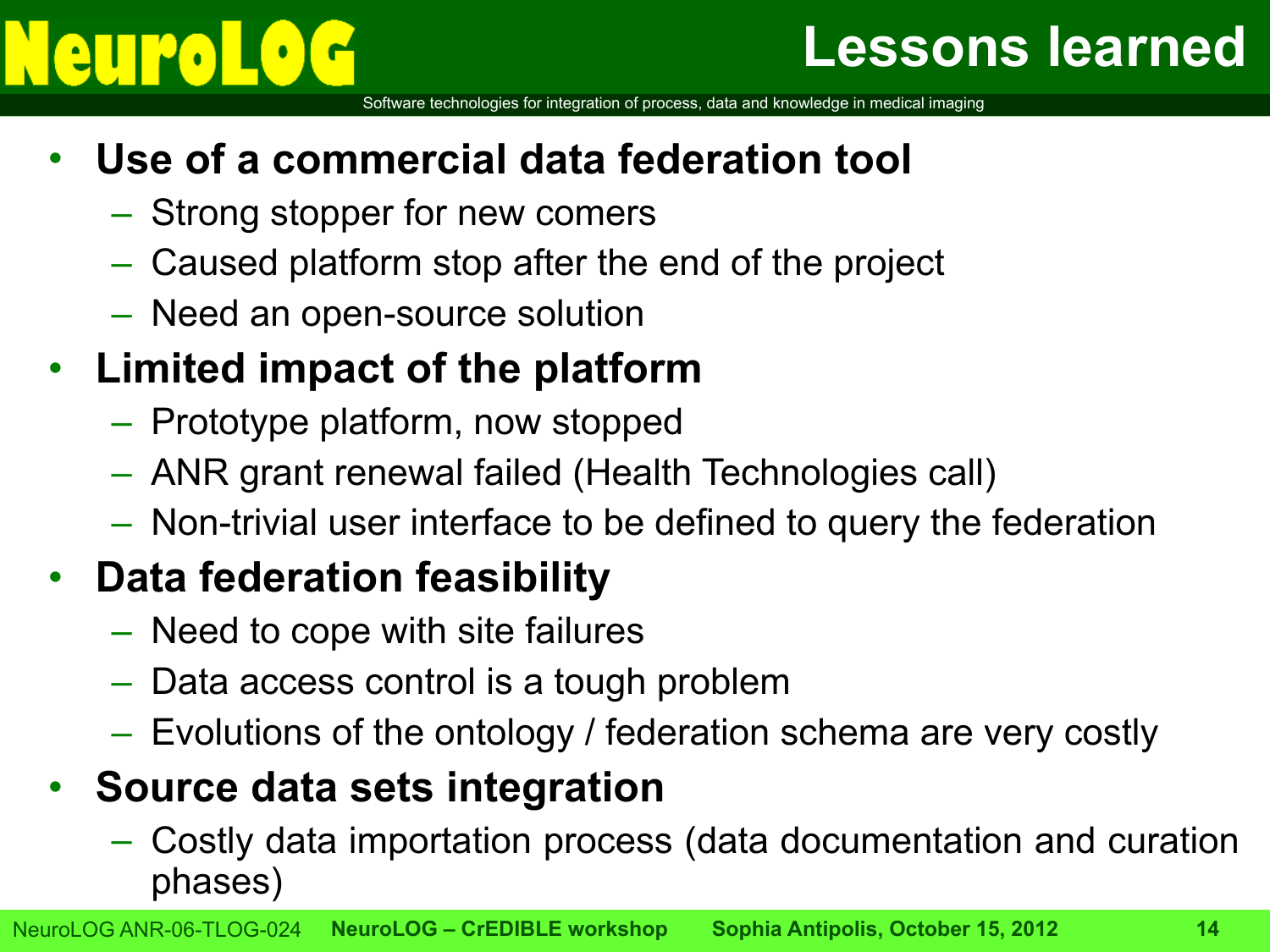# Lessons learned

- **Use of a commercial data federation tool**
  - Strong stopper for new comers
  - Caused platform stop after the end of the project
  - Need an open-source solution
- **Limited impact of the platform**
  - Prototype platform, now stopped
  - ANR grant renewal failed (Health Technologies call)
  - Non-trivial user interface to be defined to query the federation
- **Data federation feasibility**
  - Need to cope with site failures
  - Data access control is a tough problem
  - Evolutions of the ontology / federation schema are very costly
- **Source data sets integration**
  - Costly data importation process (data documentation and curation phases)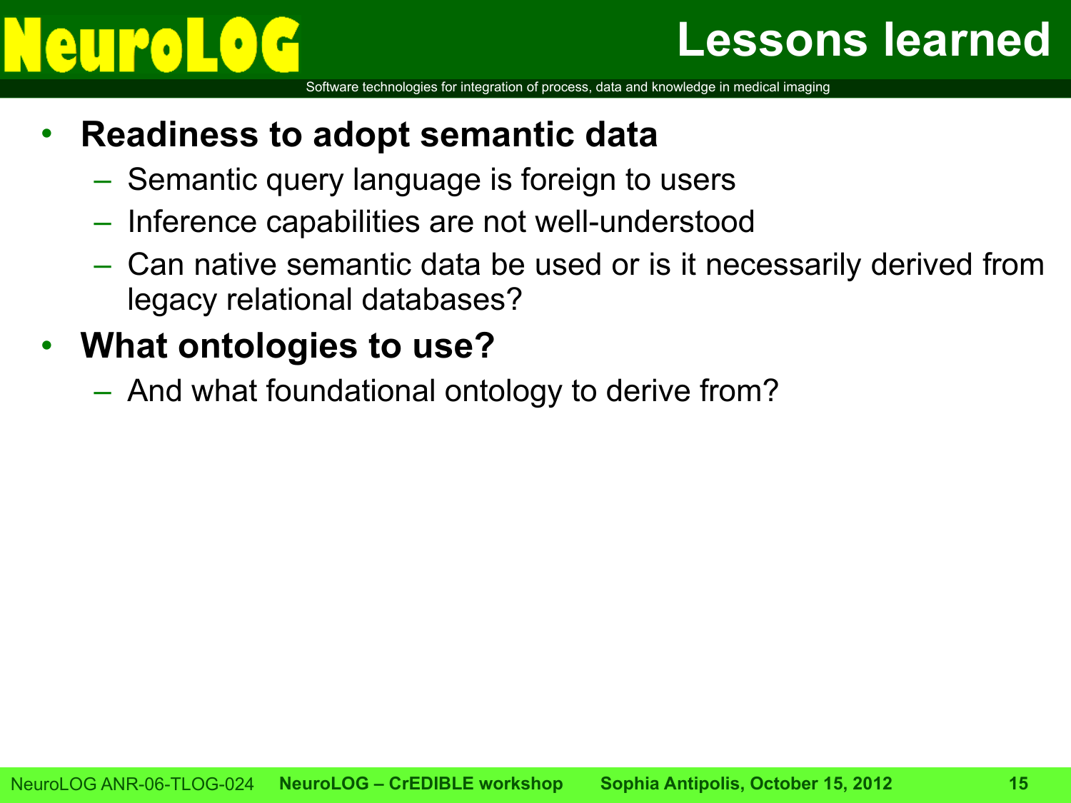# Lessons learned

- **Readiness to adopt semantic data**
  - Semantic query language is foreign to users
  - Inference capabilities are not well-understood
  - Can native semantic data be used or is it necessarily derived from legacy relational databases?
- **What ontologies to use?**
  - And what foundational ontology to derive from?